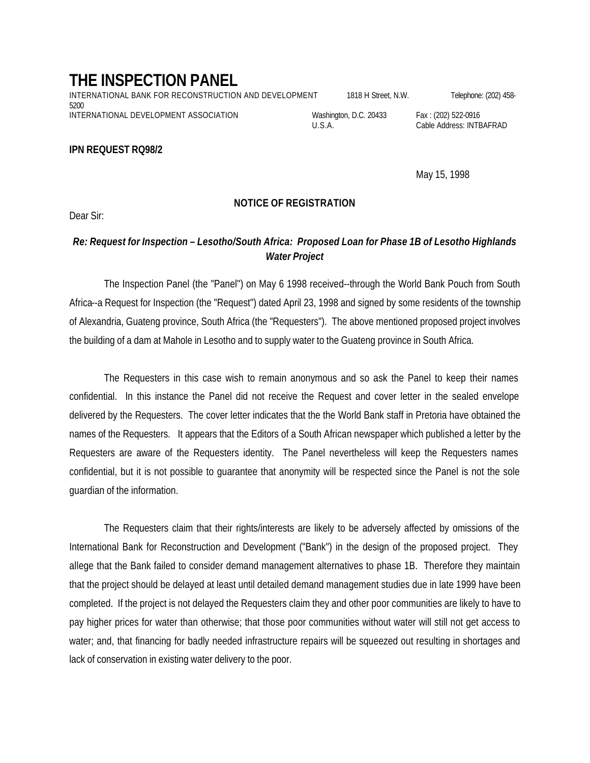# THE INSPECTION PANEL

INTERNATIONAL BANK FOR RECONSTRUCTION AND DEVELOPMENT 1818 H Street, N.W. Telephone: (202) 458-5200
INTERNATIONAL DEVELOPMENT ASSOCIATION Washington, D.C. 20433 Fax : (202) 522-0916
U.S.A. Cable Address: INTBAFRAD

**IPN REQUEST RQ98/2**

May 15, 1998

**NOTICE OF REGISTRATION**

Dear Sir:

***Re: Request for Inspection – Lesotho/South Africa: Proposed Loan for Phase 1B of Lesotho Highlands Water Project***

The Inspection Panel (the "Panel") on May 6 1998 received--through the World Bank Pouch from South Africa--a Request for Inspection (the "Request") dated April 23, 1998 and signed by some residents of the township of Alexandria, Guateng province, South Africa (the "Requesters"). The above mentioned proposed project involves the building of a dam at Mahole in Lesotho and to supply water to the Guateng province in South Africa.

The Requesters in this case wish to remain anonymous and so ask the Panel to keep their names confidential. In this instance the Panel did not receive the Request and cover letter in the sealed envelope delivered by the Requesters. The cover letter indicates that the the World Bank staff in Pretoria have obtained the names of the Requesters. It appears that the Editors of a South African newspaper which published a letter by the Requesters are aware of the Requesters identity. The Panel nevertheless will keep the Requesters names confidential, but it is not possible to guarantee that anonymity will be respected since the Panel is not the sole guardian of the information.

The Requesters claim that their rights/interests are likely to be adversely affected by omissions of the International Bank for Reconstruction and Development ("Bank") in the design of the proposed project. They allege that the Bank failed to consider demand management alternatives to phase 1B. Therefore they maintain that the project should be delayed at least until detailed demand management studies due in late 1999 have been completed. If the project is not delayed the Requesters claim they and other poor communities are likely to have to pay higher prices for water than otherwise; that those poor communities without water will still not get access to water; and, that financing for badly needed infrastructure repairs will be squeezed out resulting in shortages and lack of conservation in existing water delivery to the poor.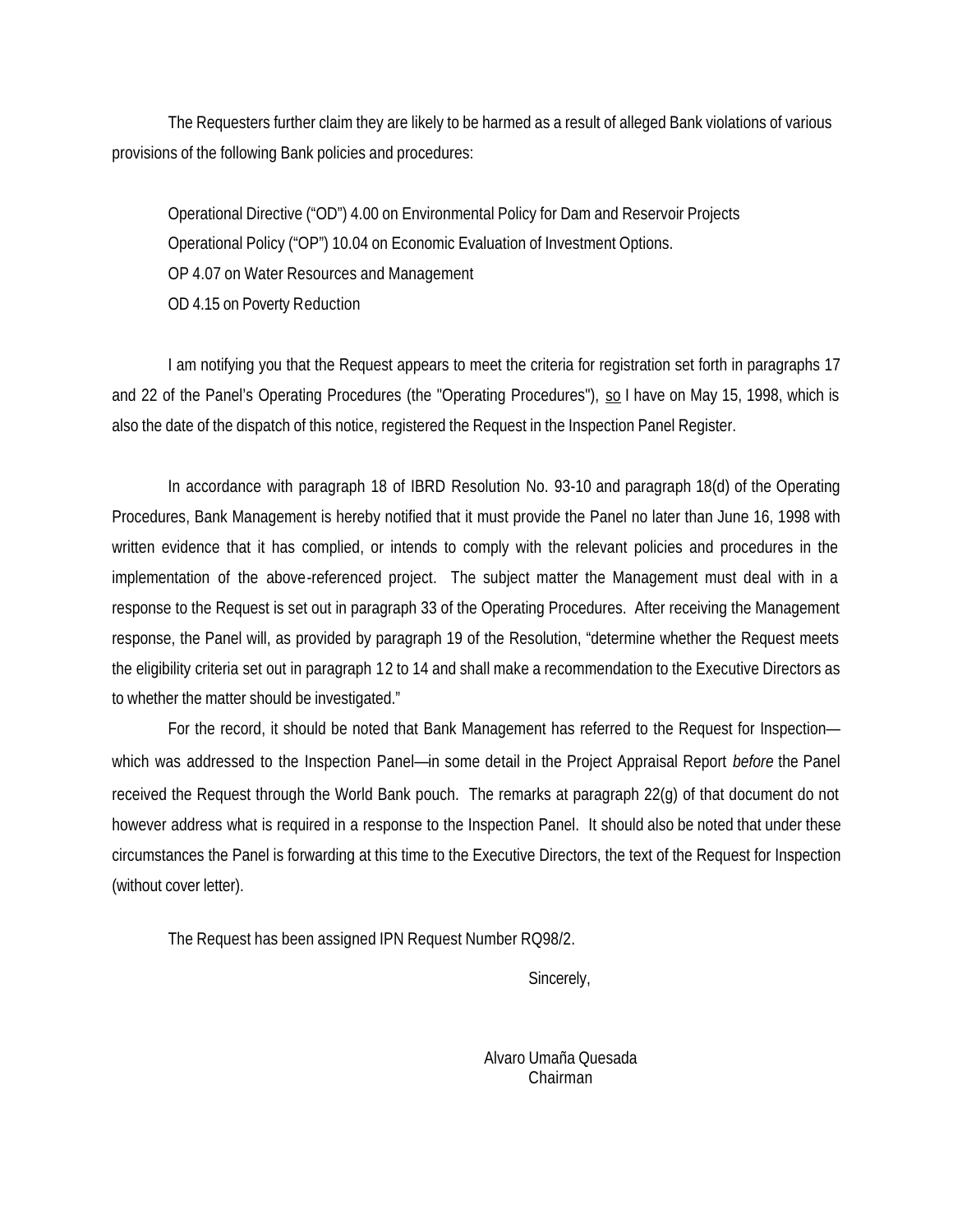The Requesters further claim they are likely to be harmed as a result of alleged Bank violations of various provisions of the following Bank policies and procedures:

Operational Directive ("OD") 4.00 on Environmental Policy for Dam and Reservoir Projects
Operational Policy ("OP") 10.04 on Economic Evaluation of Investment Options.
OP 4.07 on Water Resources and Management
OD 4.15 on Poverty Reduction

I am notifying you that the Request appears to meet the criteria for registration set forth in paragraphs 17 and 22 of the Panel's Operating Procedures (the "Operating Procedures"), so I have on May 15, 1998, which is also the date of the dispatch of this notice, registered the Request in the Inspection Panel Register.

In accordance with paragraph 18 of IBRD Resolution No. 93-10 and paragraph 18(d) of the Operating Procedures, Bank Management is hereby notified that it must provide the Panel no later than June 16, 1998 with written evidence that it has complied, or intends to comply with the relevant policies and procedures in the implementation of the above-referenced project. The subject matter the Management must deal with in a response to the Request is set out in paragraph 33 of the Operating Procedures. After receiving the Management response, the Panel will, as provided by paragraph 19 of the Resolution, "determine whether the Request meets the eligibility criteria set out in paragraph 12 to 14 and shall make a recommendation to the Executive Directors as to whether the matter should be investigated."

For the record, it should be noted that Bank Management has referred to the Request for Inspection—which was addressed to the Inspection Panel—in some detail in the Project Appraisal Report *before* the Panel received the Request through the World Bank pouch. The remarks at paragraph 22(g) of that document do not however address what is required in a response to the Inspection Panel. It should also be noted that under these circumstances the Panel is forwarding at this time to the Executive Directors, the text of the Request for Inspection (without cover letter).

The Request has been assigned IPN Request Number RQ98/2.

Sincerely,

Alvaro Umaña Quesada
Chairman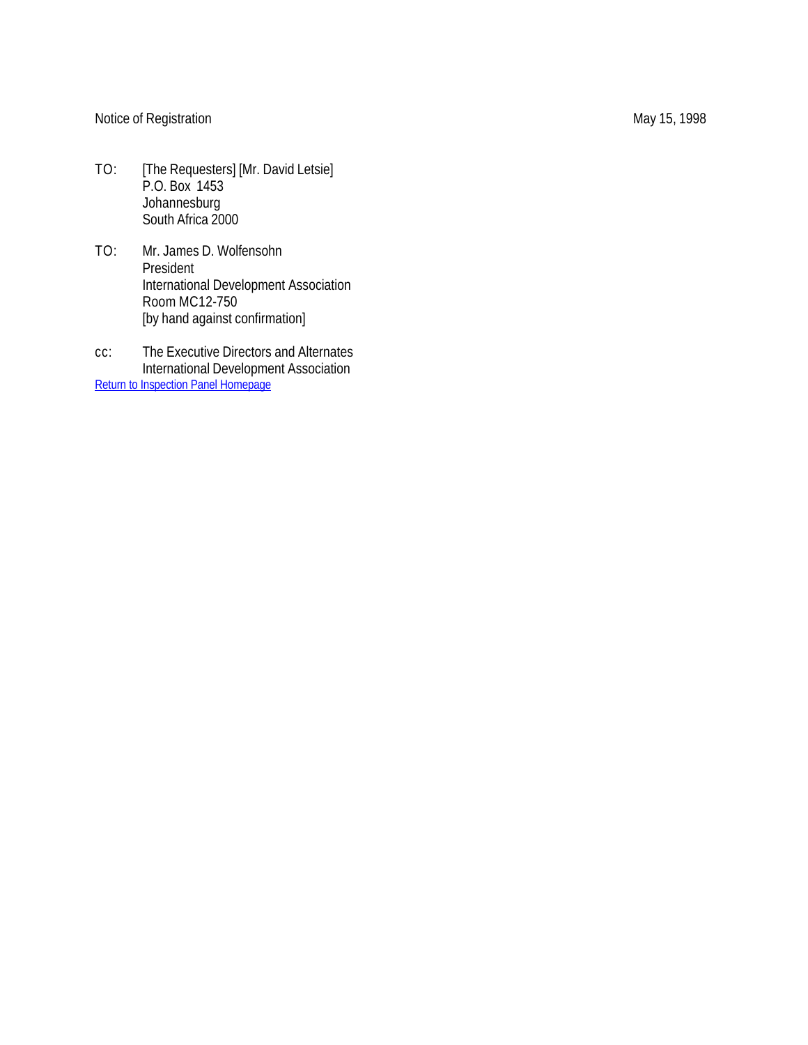Notice of Registration May 15, 1998

TO: [The Requesters] [Mr. David Letsie]
P.O. Box 1453
Johannesburg
South Africa 2000

TO: Mr. James D. Wolfensohn
President
International Development Association
Room MC12-750
[by hand against confirmation]

cc: The Executive Directors and Alternates
International Development Association

Return to Inspection Panel Homepage